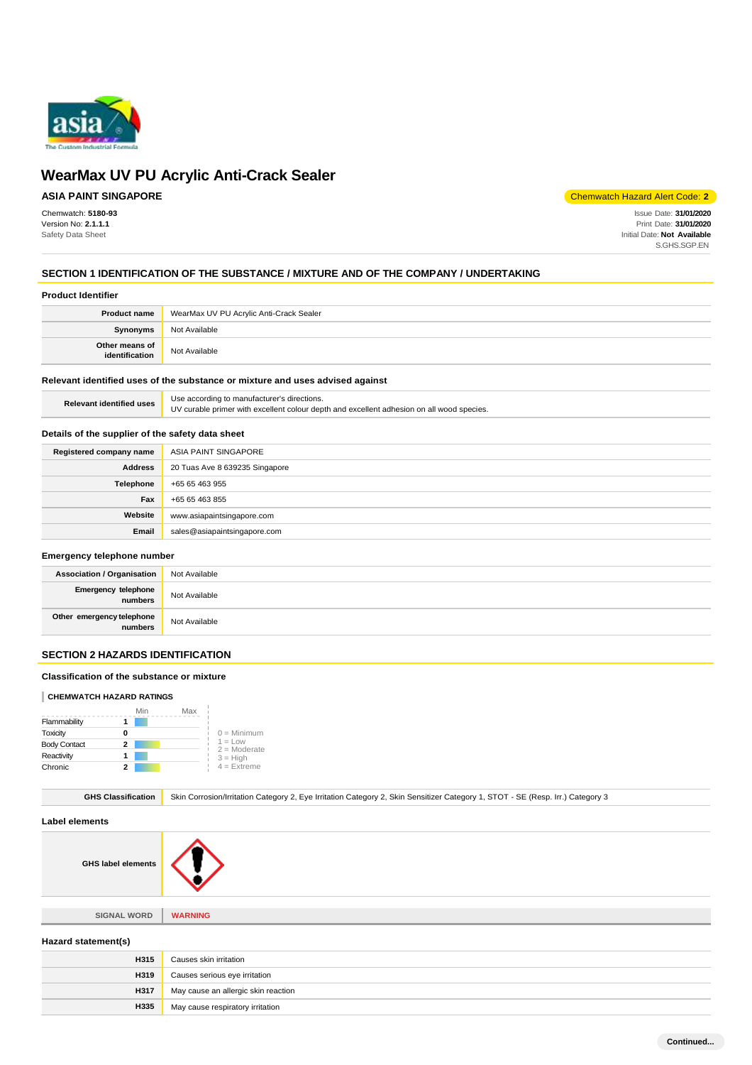# WearMax UV PU Acrylic Anti-Crack Sealer

**ASIA PAINT SINGAPORE**

Chemwatch Hazard Alert Code: **2**

Chemwatch: **5180-93**
Version No: **2.1.1.1**
Safety Data Sheet

Issue Date: **31/01/2020**
Print Date: **31/01/2020**
Initial Date: **Not Available**
S.GHS.SGP.EN

## SECTION 1 IDENTIFICATION OF THE SUBSTANCE / MIXTURE AND OF THE COMPANY / UNDERTAKING

### Product Identifier

| | |
|---|---|
| **Product name** | WearMax UV PU Acrylic Anti-Crack Sealer |
| **Synonyms** | Not Available |
| **Other means of identification** | Not Available |

### Relevant identified uses of the substance or mixture and uses advised against

| | |
|---|---|
| **Relevant identified uses** | Use according to manufacturer's directions.<br>UV curable primer with excellent colour depth and excellent adhesion on all wood species. |

### Details of the supplier of the safety data sheet

| | |
|---|---|
| **Registered company name** | ASIA PAINT SINGAPORE |
| **Address** | 20 Tuas Ave 8 639235 Singapore |
| **Telephone** | +65 65 463 955 |
| **Fax** | +65 65 463 855 |
| **Website** | www.asiapaintsingapore.com |
| **Email** | sales@asiapaintsingapore.com |

### Emergency telephone number

| | |
|---|---|
| **Association / Organisation** | Not Available |
| **Emergency telephone numbers** | Not Available |
| **Other emergency telephone numbers** | Not Available |

## SECTION 2 HAZARDS IDENTIFICATION

### Classification of the substance or mixture

**CHEMWATCH HAZARD RATINGS**

| | Rating |
|---|---|
| Flammability | 1 |
| Toxicity | 0 |
| Body Contact | 2 |
| Reactivity | 1 |
| Chronic | 2 |

0 = Minimum
1 = Low
2 = Moderate
3 = High
4 = Extreme

| | |
|---|---|
| **GHS Classification** | Skin Corrosion/Irritation Category 2, Eye Irritation Category 2, Skin Sensitizer Category 1, STOT - SE (Resp. Irr.) Category 3 |

### Label elements

| | |
|---|---|
| **GHS label elements** | |
| **SIGNAL WORD** | **WARNING** |

### Hazard statement(s)

| | |
|---|---|
| **H315** | Causes skin irritation |
| **H319** | Causes serious eye irritation |
| **H317** | May cause an allergic skin reaction |
| **H335** | May cause respiratory irritation |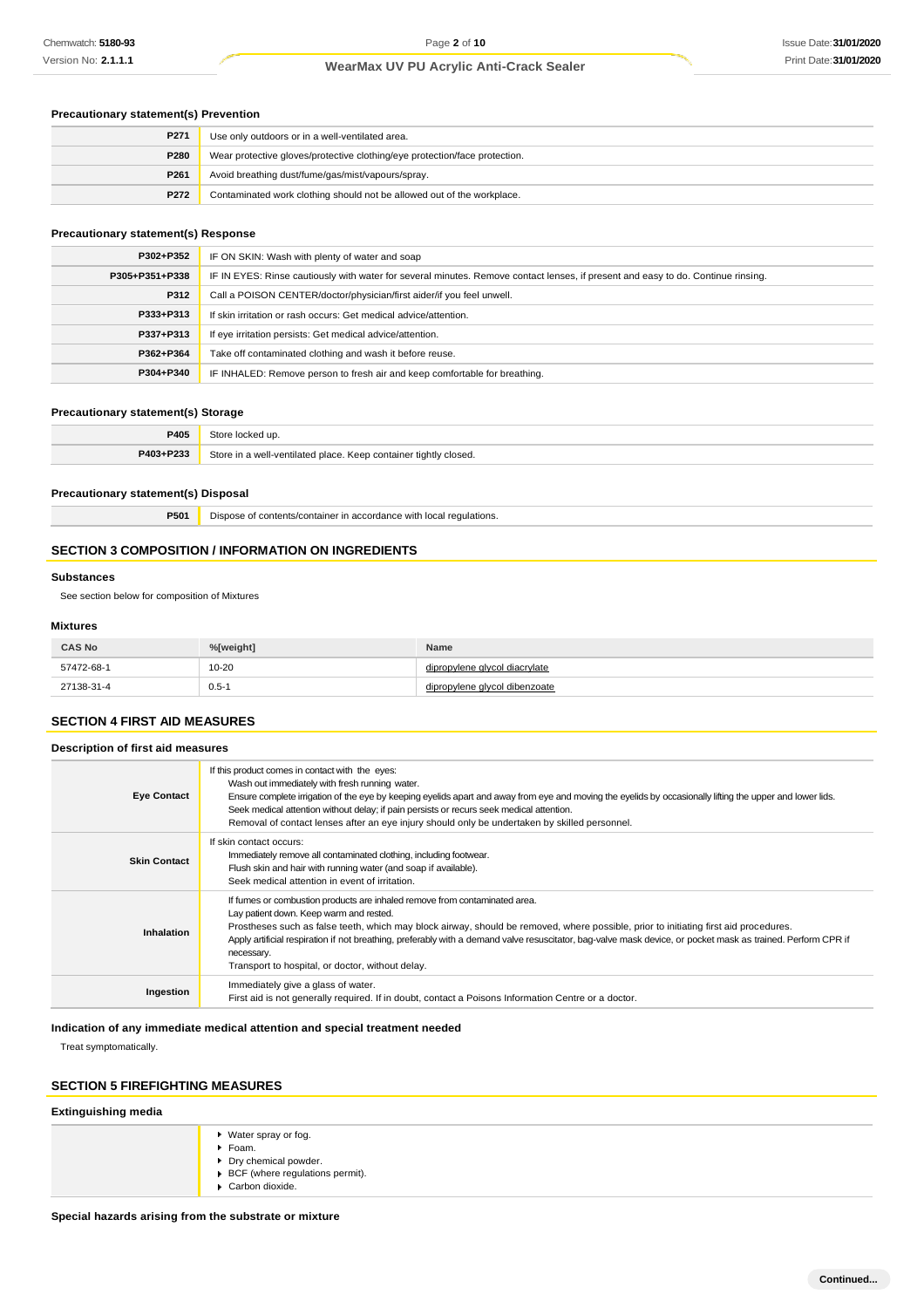### Precautionary statement(s) Prevention

| | |
|---|---|
| P271 | Use only outdoors or in a well-ventilated area. |
| P280 | Wear protective gloves/protective clothing/eye protection/face protection. |
| P261 | Avoid breathing dust/fume/gas/mist/vapours/spray. |
| P272 | Contaminated work clothing should not be allowed out of the workplace. |

### Precautionary statement(s) Response

| | |
|---|---|
| P302+P352 | IF ON SKIN: Wash with plenty of water and soap |
| P305+P351+P338 | IF IN EYES: Rinse cautiously with water for several minutes. Remove contact lenses, if present and easy to do. Continue rinsing. |
| P312 | Call a POISON CENTER/doctor/physician/first aider/if you feel unwell. |
| P333+P313 | If skin irritation or rash occurs: Get medical advice/attention. |
| P337+P313 | If eye irritation persists: Get medical advice/attention. |
| P362+P364 | Take off contaminated clothing and wash it before reuse. |
| P304+P340 | IF INHALED: Remove person to fresh air and keep comfortable for breathing. |

### Precautionary statement(s) Storage

| | |
|---|---|
| P405 | Store locked up. |
| P403+P233 | Store in a well-ventilated place. Keep container tightly closed. |

### Precautionary statement(s) Disposal

| | |
|---|---|
| P501 | Dispose of contents/container in accordance with local regulations. |

## SECTION 3 COMPOSITION / INFORMATION ON INGREDIENTS

### Substances

See section below for composition of Mixtures

### Mixtures

| CAS No | %[weight] | Name |
|---|---|---|
| 57472-68-1 | 10-20 | dipropylene glycol diacrylate |
| 27138-31-4 | 0.5-1 | dipropylene glycol dibenzoate |

## SECTION 4 FIRST AID MEASURES

### Description of first aid measures

| | |
|---|---|
| Eye Contact | If this product comes in contact with the eyes:<br>Wash out immediately with fresh running water.<br>Ensure complete irrigation of the eye by keeping eyelids apart and away from eye and moving the eyelids by occasionally lifting the upper and lower lids.<br>Seek medical attention without delay; if pain persists or recurs seek medical attention.<br>Removal of contact lenses after an eye injury should only be undertaken by skilled personnel. |
| Skin Contact | If skin contact occurs:<br>Immediately remove all contaminated clothing, including footwear.<br>Flush skin and hair with running water (and soap if available).<br>Seek medical attention in event of irritation. |
| Inhalation | If fumes or combustion products are inhaled remove from contaminated area.<br>Lay patient down. Keep warm and rested.<br>Prostheses such as false teeth, which may block airway, should be removed, where possible, prior to initiating first aid procedures.<br>Apply artificial respiration if not breathing, preferably with a demand valve resuscitator, bag-valve mask device, or pocket mask as trained. Perform CPR if necessary.<br>Transport to hospital, or doctor, without delay. |
| Ingestion | Immediately give a glass of water.<br>First aid is not generally required. If in doubt, contact a Poisons Information Centre or a doctor. |

### Indication of any immediate medical attention and special treatment needed

Treat symptomatically.

## SECTION 5 FIREFIGHTING MEASURES

### Extinguishing media

- Water spray or fog.
- Foam.
- Dry chemical powder.
- BCF (where regulations permit).
- Carbon dioxide.

### Special hazards arising from the substrate or mixture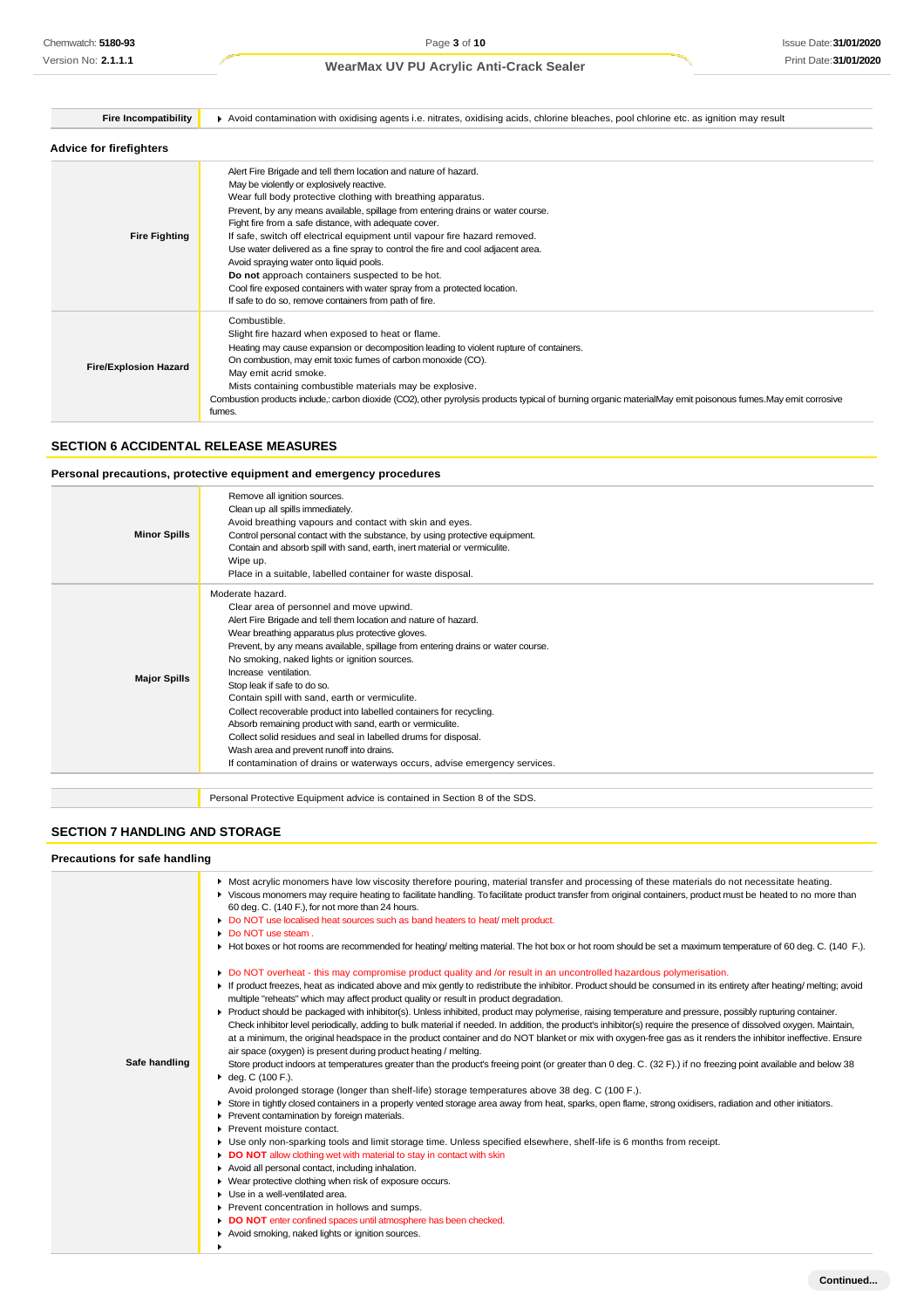| | |
|---|---|
| **Fire Incompatibility** | ▸ Avoid contamination with oxidising agents i.e. nitrates, oxidising acids, chlorine bleaches, pool chlorine etc. as ignition may result |

### Advice for firefighters

| | |
|---|---|
| **Fire Fighting** | Alert Fire Brigade and tell them location and nature of hazard.<br>May be violently or explosively reactive.<br>Wear full body protective clothing with breathing apparatus.<br>Prevent, by any means available, spillage from entering drains or water course.<br>Fight fire from a safe distance, with adequate cover.<br>If safe, switch off electrical equipment until vapour fire hazard removed.<br>Use water delivered as a fine spray to control the fire and cool adjacent area.<br>Avoid spraying water onto liquid pools.<br>**Do not** approach containers suspected to be hot.<br>Cool fire exposed containers with water spray from a protected location.<br>If safe to do so, remove containers from path of fire. |
| **Fire/Explosion Hazard** | Combustible.<br>Slight fire hazard when exposed to heat or flame.<br>Heating may cause expansion or decomposition leading to violent rupture of containers.<br>On combustion, may emit toxic fumes of carbon monoxide (CO).<br>May emit acrid smoke.<br>Mists containing combustible materials may be explosive.<br>Combustion products include,: carbon dioxide (CO2), other pyrolysis products typical of burning organic materialMay emit poisonous fumes.May emit corrosive fumes. |

## SECTION 6 ACCIDENTAL RELEASE MEASURES

### Personal precautions, protective equipment and emergency procedures

| | |
|---|---|
| **Minor Spills** | Remove all ignition sources.<br>Clean up all spills immediately.<br>Avoid breathing vapours and contact with skin and eyes.<br>Control personal contact with the substance, by using protective equipment.<br>Contain and absorb spill with sand, earth, inert material or vermiculite.<br>Wipe up.<br>Place in a suitable, labelled container for waste disposal. |
| **Major Spills** | Moderate hazard.<br>Clear area of personnel and move upwind.<br>Alert Fire Brigade and tell them location and nature of hazard.<br>Wear breathing apparatus plus protective gloves.<br>Prevent, by any means available, spillage from entering drains or water course.<br>No smoking, naked lights or ignition sources.<br>Increase ventilation.<br>Stop leak if safe to do so.<br>Contain spill with sand, earth or vermiculite.<br>Collect recoverable product into labelled containers for recycling.<br>Absorb remaining product with sand, earth or vermiculite.<br>Collect solid residues and seal in labelled drums for disposal.<br>Wash area and prevent runoff into drains.<br>If contamination of drains or waterways occurs, advise emergency services. |

| | |
|---|---|
| | Personal Protective Equipment advice is contained in Section 8 of the SDS. |

## SECTION 7 HANDLING AND STORAGE

### Precautions for safe handling

| | |
|---|---|
| **Safe handling** | ▸ Most acrylic monomers have low viscosity therefore pouring, material transfer and processing of these materials do not necessitate heating.<br>▸ Viscous monomers may require heating to facilitate handling. To facilitate product transfer from original containers, product must be heated to no more than 60 deg. C. (140 F.), for not more than 24 hours.<br>▸ Do NOT use localised heat sources such as band heaters to heat/ melt product.<br>▸ Do NOT use steam .<br>▸ Hot boxes or hot rooms are recommended for heating/ melting material. The hot box or hot room should be set a maximum temperature of 60 deg. C. (140 F.).<br><br>▸ Do NOT overheat - this may compromise product quality and /or result in an uncontrolled hazardous polymerisation.<br>▸ If product freezes, heat as indicated above and mix gently to redistribute the inhibitor. Product should be consumed in its entirety after heating/ melting; avoid multiple "reheats" which may affect product quality or result in product degradation.<br>▸ Product should be packaged with inhibitor(s). Unless inhibited, product may polymerise, raising temperature and pressure, possibly rupturing container. Check inhibitor level periodically, adding to bulk material if needed. In addition, the product's inhibitor(s) require the presence of dissolved oxygen. Maintain, at a minimum, the original headspace in the product container and do NOT blanket or mix with oxygen-free gas as it renders the inhibitor ineffective. Ensure air space (oxygen) is present during product heating / melting.<br>Store product indoors at temperatures greater than the product's freeing point (or greater than 0 deg. C. (32 F.) if no freezing point available and below 38<br>▸ deg. C (100 F.).<br>Avoid prolonged storage (longer than shelf-life) storage temperatures above 38 deg. C (100 F.).<br>▸ Store in tightly closed containers in a properly vented storage area away from heat, sparks, open flame, strong oxidisers, radiation and other initiators.<br>▸ Prevent contamination by foreign materials.<br>▸ Prevent moisture contact.<br>▸ Use only non-sparking tools and limit storage time. Unless specified elsewhere, shelf-life is 6 months from receipt.<br>▸ **DO NOT** allow clothing wet with material to stay in contact with skin<br>▸ Avoid all personal contact, including inhalation.<br>▸ Wear protective clothing when risk of exposure occurs.<br>▸ Use in a well-ventilated area.<br>▸ Prevent concentration in hollows and sumps.<br>▸ **DO NOT** enter confined spaces until atmosphere has been checked.<br>▸ Avoid smoking, naked lights or ignition sources.<br>▸ |

Continued...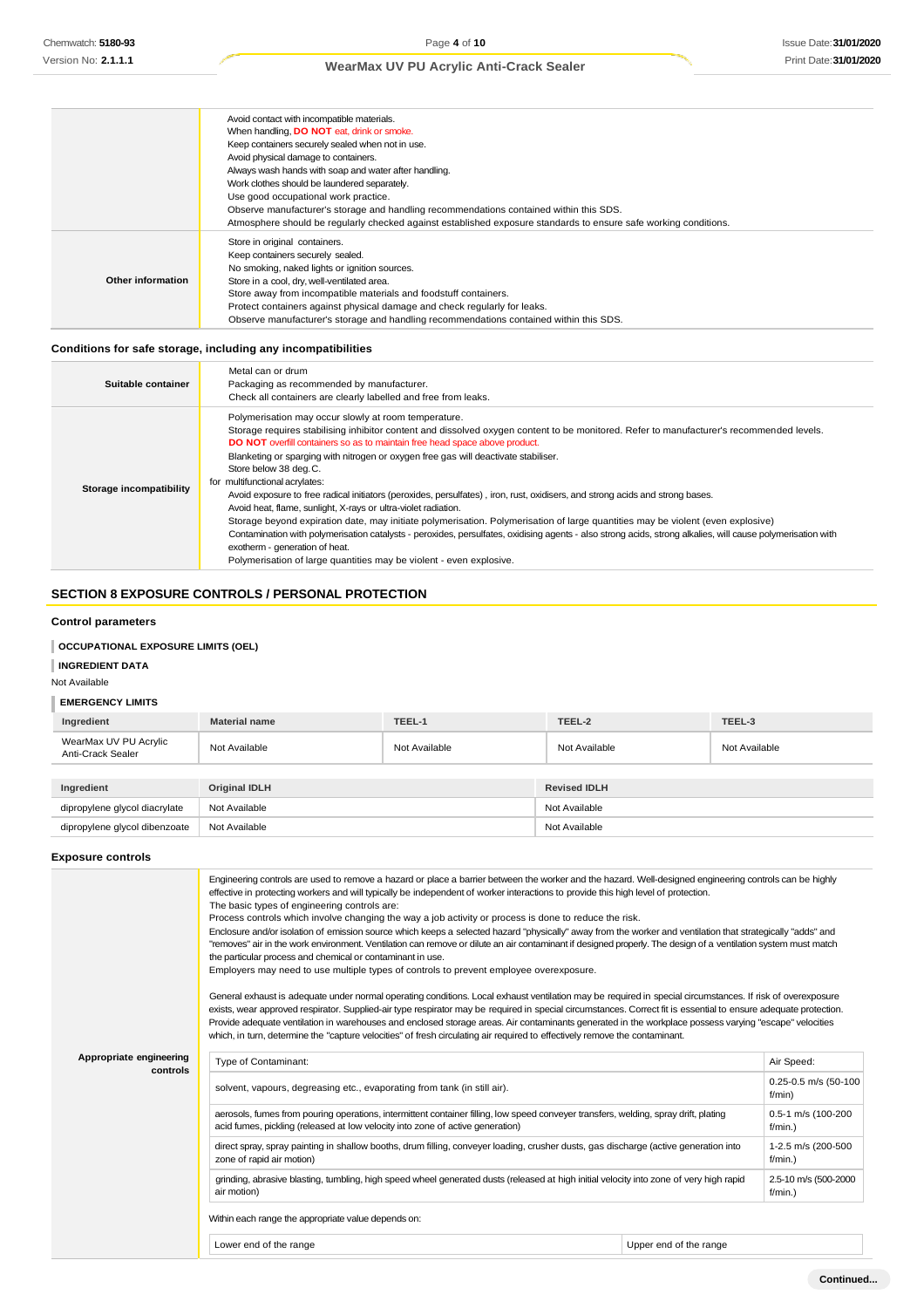| | |
|---|---|
| | Avoid contact with incompatible materials.<br>When handling, **DO NOT** eat, drink or smoke.<br>Keep containers securely sealed when not in use.<br>Avoid physical damage to containers.<br>Always wash hands with soap and water after handling.<br>Work clothes should be laundered separately.<br>Use good occupational work practice.<br>Observe manufacturer's storage and handling recommendations contained within this SDS.<br>Atmosphere should be regularly checked against established exposure standards to ensure safe working conditions. |
| **Other information** | Store in original containers.<br>Keep containers securely sealed.<br>No smoking, naked lights or ignition sources.<br>Store in a cool, dry, well-ventilated area.<br>Store away from incompatible materials and foodstuff containers.<br>Protect containers against physical damage and check regularly for leaks.<br>Observe manufacturer's storage and handling recommendations contained within this SDS. |

### Conditions for safe storage, including any incompatibilities

| | |
|---|---|
| **Suitable container** | Metal can or drum<br>Packaging as recommended by manufacturer.<br>Check all containers are clearly labelled and free from leaks. |
| **Storage incompatibility** | Polymerisation may occur slowly at room temperature.<br>Storage requires stabilising inhibitor content and dissolved oxygen content to be monitored. Refer to manufacturer's recommended levels.<br>**DO NOT** overfill containers so as to maintain free head space above product.<br>Blanketing or sparging with nitrogen or oxygen free gas will deactivate stabiliser.<br>Store below 38 deg. C.<br>for multifunctional acrylates:<br>Avoid exposure to free radical initiators (peroxides, persulfates) , iron, rust, oxidisers, and strong acids and strong bases.<br>Avoid heat, flame, sunlight, X-rays or ultra-violet radiation.<br>Storage beyond expiration date, may initiate polymerisation. Polymerisation of large quantities may be violent (even explosive)<br>Contamination with polymerisation catalysts - peroxides, persulfates, oxidising agents - also strong acids, strong alkalies, will cause polymerisation with exotherm - generation of heat.<br>Polymerisation of large quantities may be violent - even explosive. |

## SECTION 8 EXPOSURE CONTROLS / PERSONAL PROTECTION

### Control parameters

**OCCUPATIONAL EXPOSURE LIMITS (OEL)**

**INGREDIENT DATA**

Not Available

**EMERGENCY LIMITS**

| Ingredient | Material name | TEEL-1 | TEEL-2 | TEEL-3 |
|---|---|---|---|---|
| WearMax UV PU Acrylic Anti-Crack Sealer | Not Available | Not Available | Not Available | Not Available |

| Ingredient | Original IDLH | Revised IDLH |
|---|---|---|
| dipropylene glycol diacrylate | Not Available | Not Available |
| dipropylene glycol dibenzoate | Not Available | Not Available |

### Exposure controls

**Appropriate engineering controls**

Engineering controls are used to remove a hazard or place a barrier between the worker and the hazard. Well-designed engineering controls can be highly effective in protecting workers and will typically be independent of worker interactions to provide this high level of protection.
The basic types of engineering controls are:
Process controls which involve changing the way a job activity or process is done to reduce the risk.
Enclosure and/or isolation of emission source which keeps a selected hazard "physically" away from the worker and ventilation that strategically "adds" and "removes" air in the work environment. Ventilation can remove or dilute an air contaminant if designed properly. The design of a ventilation system must match the particular process and chemical or contaminant in use.
Employers may need to use multiple types of controls to prevent employee overexposure.

General exhaust is adequate under normal operating conditions. Local exhaust ventilation may be required in special circumstances. If risk of overexposure exists, wear approved respirator. Supplied-air type respirator may be required in special circumstances. Correct fit is essential to ensure adequate protection. Provide adequate ventilation in warehouses and enclosed storage areas. Air contaminants generated in the workplace possess varying "escape" velocities which, in turn, determine the "capture velocities" of fresh circulating air required to effectively remove the contaminant.

| Type of Contaminant: | Air Speed: |
|---|---|
| solvent, vapours, degreasing etc., evaporating from tank (in still air). | 0.25-0.5 m/s (50-100 f/min) |
| aerosols, fumes from pouring operations, intermittent container filling, low speed conveyer transfers, welding, spray drift, plating acid fumes, pickling (released at low velocity into zone of active generation) | 0.5-1 m/s (100-200 f/min.) |
| direct spray, spray painting in shallow booths, drum filling, conveyer loading, crusher dusts, gas discharge (active generation into zone of rapid air motion) | 1-2.5 m/s (200-500 f/min.) |
| grinding, abrasive blasting, tumbling, high speed wheel generated dusts (released at high initial velocity into zone of very high rapid air motion) | 2.5-10 m/s (500-2000 f/min.) |

Within each range the appropriate value depends on:

| Lower end of the range | Upper end of the range |
|---|---|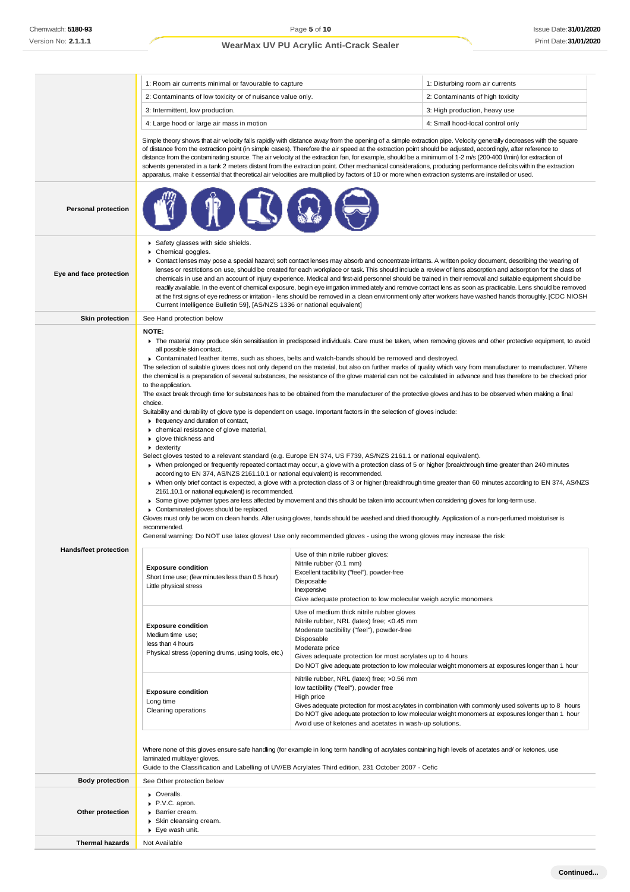| 1: Room air currents minimal or favourable to capture | 1: Disturbing room air currents |
|---|---|
| 2: Contaminants of low toxicity or of nuisance value only. | 2: Contaminants of high toxicity |
| 3: Intermittent, low production. | 3: High production, heavy use |
| 4: Large hood or large air mass in motion | 4: Small hood-local control only |

Simple theory shows that air velocity falls rapidly with distance away from the opening of a simple extraction pipe. Velocity generally decreases with the square of distance from the extraction point (in simple cases). Therefore the air speed at the extraction point should be adjusted, accordingly, after reference to distance from the contaminating source. The air velocity at the extraction fan, for example, should be a minimum of 1-2 m/s (200-400 f/min) for extraction of solvents generated in a tank 2 meters distant from the extraction point. Other mechanical considerations, producing performance deficits within the extraction apparatus, make it essential that theoretical air velocities are multiplied by factors of 10 or more when extraction systems are installed or used.

**Personal protection**

**Eye and face protection**

- Safety glasses with side shields.
- Chemical goggles.
- Contact lenses may pose a special hazard; soft contact lenses may absorb and concentrate irritants. A written policy document, describing the wearing of lenses or restrictions on use, should be created for each workplace or task. This should include a review of lens absorption and adsorption for the class of chemicals in use and an account of injury experience. Medical and first-aid personnel should be trained in their removal and suitable equipment should be readily available. In the event of chemical exposure, begin eye irrigation immediately and remove contact lens as soon as practicable. Lens should be removed at the first signs of eye redness or irritation - lens should be removed in a clean environment only after workers have washed hands thoroughly. [CDC NIOSH Current Intelligence Bulletin 59], [AS/NZS 1336 or national equivalent]

**Skin protection**

See Hand protection below

**Hands/feet protection**

**NOTE:**

- The material may produce skin sensitisation in predisposed individuals. Care must be taken, when removing gloves and other protective equipment, to avoid all possible skin contact.
- Contaminated leather items, such as shoes, belts and watch-bands should be removed and destroyed.

The selection of suitable gloves does not only depend on the material, but also on further marks of quality which vary from manufacturer to manufacturer. Where the chemical is a preparation of several substances, the resistance of the glove material can not be calculated in advance and has therefore to be checked prior to the application.

The exact break through time for substances has to be obtained from the manufacturer of the protective gloves and.has to be observed when making a final choice.

Suitability and durability of glove type is dependent on usage. Important factors in the selection of gloves include:

- frequency and duration of contact,
- chemical resistance of glove material,
- glove thickness and
- dexterity

Select gloves tested to a relevant standard (e.g. Europe EN 374, US F739, AS/NZS 2161.1 or national equivalent).

- When prolonged or frequently repeated contact may occur, a glove with a protection class of 5 or higher (breakthrough time greater than 240 minutes according to EN 374, AS/NZS 2161.10.1 or national equivalent) is recommended.
- When only brief contact is expected, a glove with a protection class of 3 or higher (breakthrough time greater than 60 minutes according to EN 374, AS/NZS 2161.10.1 or national equivalent) is recommended.
- Some glove polymer types are less affected by movement and this should be taken into account when considering gloves for long-term use.
- Contaminated gloves should be replaced.

Gloves must only be worn on clean hands. After using gloves, hands should be washed and dried thoroughly. Application of a non-perfumed moisturiser is recommended.

General warning: Do NOT use latex gloves! Use only recommended gloves - using the wrong gloves may increase the risk:

| Exposure condition | Glove recommendation |
|---|---|
| **Exposure condition**<br>Short time use; (few minutes less than 0.5 hour)<br>Little physical stress | Use of thin nitrile rubber gloves:<br>Nitrile rubber (0.1 mm)<br>Excellent tactibility ("feel"), powder-free<br>Disposable<br>Inexpensive<br>Give adequate protection to low molecular weigh acrylic monomers |
| **Exposure condition**<br>Medium time use;<br>less than 4 hours<br>Physical stress (opening drums, using tools, etc.) | Use of medium thick nitrile rubber gloves<br>Nitrile rubber, NRL (latex) free; <0.45 mm<br>Moderate tactibility ("feel"), powder-free<br>Disposable<br>Moderate price<br>Gives adequate protection for most acrylates up to 4 hours<br>Do NOT give adequate protection to low molecular weight monomers at exposures longer than 1 hour |
| **Exposure condition**<br>Long time<br>Cleaning operations | Nitrile rubber, NRL (latex) free; >0.56 mm<br>low tactibility ("feel"), powder free<br>High price<br>Gives adequate protection for most acrylates in combination with commonly used solvents up to 8 hours<br>Do NOT give adequate protection to low molecular weight monomers at exposures longer than 1 hour<br>Avoid use of ketones and acetates in wash-up solutions. |

Where none of this gloves ensure safe handling (for example in long term handling of acrylates containing high levels of acetates and/ or ketones, use laminated multilayer gloves.

Guide to the Classification and Labelling of UV/EB Acrylates Third edition, 231 October 2007 - Cefic

**Body protection**

See Other protection below

**Other protection**

- Overalls.
- P.V.C. apron.
- Barrier cream.
- Skin cleansing cream.
- Eye wash unit.

**Thermal hazards**

Not Available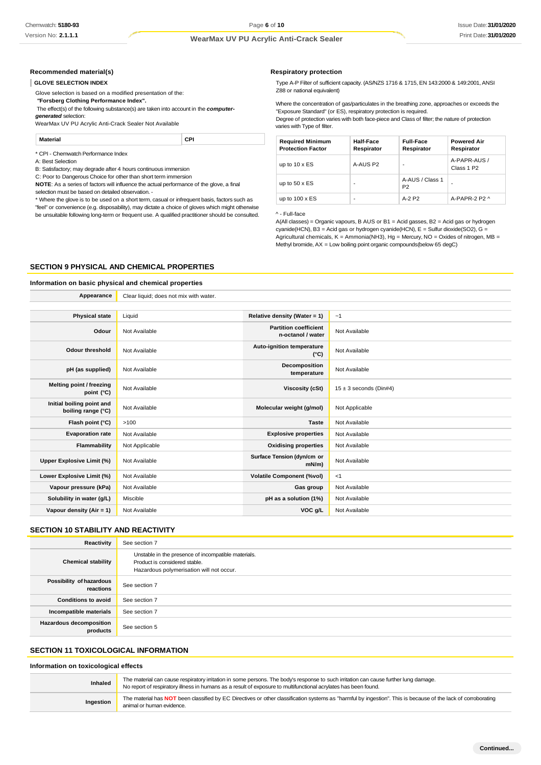### Recommended material(s)

**GLOVE SELECTION INDEX**

Glove selection is based on a modified presentation of the:

***"Forsberg Clothing Performance Index".***

The effect(s) of the following substance(s) are taken into account in the ***computer-generated*** selection:

WearMax UV PU Acrylic Anti-Crack Sealer Not Available

| Material | CPI |
|---|---|

\* CPI - Chemwatch Performance Index

A: Best Selection

B: Satisfactory; may degrade after 4 hours continuous immersion

C: Poor to Dangerous Choice for other than short term immersion

**NOTE**: As a series of factors will influence the actual performance of the glove, a final selection must be based on detailed observation. -

\* Where the glove is to be used on a short term, casual or infrequent basis, factors such as "feel" or convenience (e.g. disposability), may dictate a choice of gloves which might otherwise be unsuitable following long-term or frequent use. A qualified practitioner should be consulted.

### Respiratory protection

Type A-P Filter of sufficient capacity. (AS/NZS 1716 & 1715, EN 143:2000 & 149:2001, ANSI Z88 or national equivalent)

Where the concentration of gas/particulates in the breathing zone, approaches or exceeds the "Exposure Standard" (or ES), respiratory protection is required.

Degree of protection varies with both face-piece and Class of filter; the nature of protection varies with Type of filter.

| Required Minimum Protection Factor | Half-Face Respirator | Full-Face Respirator | Powered Air Respirator |
|---|---|---|---|
| up to 10 x ES | A-AUS P2 | - | A-PAPR-AUS / Class 1 P2 |
| up to 50 x ES | - | A-AUS / Class 1 P2 | - |
| up to 100 x ES | - | A-2 P2 | A-PAPR-2 P2 ^ |

^ - Full-face

A(All classes) = Organic vapours, B AUS or B1 = Acid gasses, B2 = Acid gas or hydrogen cyanide(HCN), B3 = Acid gas or hydrogen cyanide(HCN), E = Sulfur dioxide(SO2), G = Agricultural chemicals, K = Ammonia(NH3), Hg = Mercury, NO = Oxides of nitrogen, MB = Methyl bromide, AX = Low boiling point organic compounds(below 65 degC)

## SECTION 9 PHYSICAL AND CHEMICAL PROPERTIES

### Information on basic physical and chemical properties

| Appearance | Clear liquid; does not mix with water. | | |
|---|---|---|---|
| **Physical state** | Liquid | **Relative density (Water = 1)** | ~1 |
| **Odour** | Not Available | **Partition coefficient n-octanol / water** | Not Available |
| **Odour threshold** | Not Available | **Auto-ignition temperature (°C)** | Not Available |
| **pH (as supplied)** | Not Available | **Decomposition temperature** | Not Available |
| **Melting point / freezing point (°C)** | Not Available | **Viscosity (cSt)** | 15 ± 3 seconds (Din#4) |
| **Initial boiling point and boiling range (°C)** | Not Available | **Molecular weight (g/mol)** | Not Applicable |
| **Flash point (°C)** | >100 | **Taste** | Not Available |
| **Evaporation rate** | Not Available | **Explosive properties** | Not Available |
| **Flammability** | Not Applicable | **Oxidising properties** | Not Available |
| **Upper Explosive Limit (%)** | Not Available | **Surface Tension (dyn/cm or mN/m)** | Not Available |
| **Lower Explosive Limit (%)** | Not Available | **Volatile Component (%vol)** | <1 |
| **Vapour pressure (kPa)** | Not Available | **Gas group** | Not Available |
| **Solubility in water (g/L)** | Miscible | **pH as a solution (1%)** | Not Available |
| **Vapour density (Air = 1)** | Not Available | **VOC g/L** | Not Available |

## SECTION 10 STABILITY AND REACTIVITY

| | |
|---|---|
| **Reactivity** | See section 7 |
| **Chemical stability** | Unstable in the presence of incompatible materials.<br>Product is considered stable.<br>Hazardous polymerisation will not occur. |
| **Possibility of hazardous reactions** | See section 7 |
| **Conditions to avoid** | See section 7 |
| **Incompatible materials** | See section 7 |
| **Hazardous decomposition products** | See section 5 |

## SECTION 11 TOXICOLOGICAL INFORMATION

### Information on toxicological effects

| | |
|---|---|
| **Inhaled** | The material can cause respiratory irritation in some persons. The body's response to such irritation can cause further lung damage.<br>No report of respiratory illness in humans as a result of exposure to multifunctional acrylates has been found. |
| **Ingestion** | The material has **NOT** been classified by EC Directives or other classification systems as "harmful by ingestion". This is because of the lack of corroborating animal or human evidence. |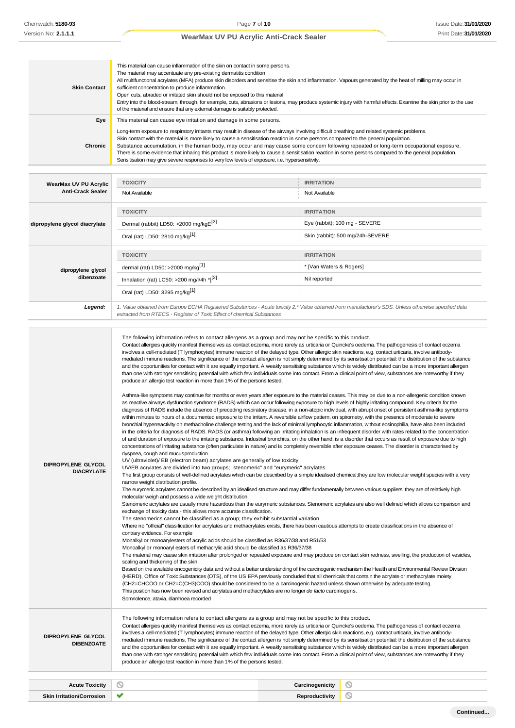| | |
|---|---|
| **Skin Contact** | This material can cause inflammation of the skin on contact in some persons.<br>The material may accentuate any pre-existing dermatitis condition<br>All multifunctional acrylates (MFA) produce skin disorders and sensitise the skin and inflammation. Vapours generated by the heat of milling may occur in sufficient concentration to produce inflammation.<br>Open cuts, abraded or irritated skin should not be exposed to this material<br>Entry into the blood-stream, through, for example, cuts, abrasions or lesions, may produce systemic injury with harmful effects. Examine the skin prior to the use of the material and ensure that any external damage is suitably protected. |
| **Eye** | This material can cause eye irritation and damage in some persons. |
| **Chronic** | Long-term exposure to respiratory irritants may result in disease of the airways involving difficult breathing and related systemic problems.<br>Skin contact with the material is more likely to cause a sensitisation reaction in some persons compared to the general population.<br>Substance accumulation, in the human body, may occur and may cause some concern following repeated or long-term occupational exposure.<br>There is some evidence that inhaling this product is more likely to cause a sensitisation reaction in some persons compared to the general population.<br>Sensitisation may give severe responses to very low levels of exposure, i.e. hypersensitivity. |

| | TOXICITY | IRRITATION |
|---|---|---|
| **WearMax UV PU Acrylic Anti-Crack Sealer** | Not Available | Not Available |
| **dipropylene glycol diacrylate** | **TOXICITY** | **IRRITATION** |
| | Dermal (rabbit) LD50: >2000 mg/kgE[2] | Eye (rabbit): 100 mg - SEVERE |
| | Oral (rat) LD50: 2810 mg/kg[1] | Skin (rabbit): 500 mg/24h-SEVERE |
| **dipropylene glycol dibenzoate** | **TOXICITY** | **IRRITATION** |
| | dermal (rat) LD50: >2000 mg/kg[1] | * [Van Waters & Rogers] |
| | Inhalation (rat) LC50: >200 mg/l/4h *[2] | Nil reported |
| | Oral (rat) LD50: 3295 mg/kg[1] | |
| ***Legend:*** | *1. Value obtained from Europe ECHA Registered Substances - Acute toxicity 2.* Value obtained from manufacturer's SDS. Unless otherwise specified data extracted from RTECS - Register of Toxic Effect of chemical Substances* | |

| | |
|---|---|
| **DIPROPYLENE GLYCOL DIACRYLATE** | The following information refers to contact allergens as a group and may not be specific to this product.<br>Contact allergies quickly manifest themselves as contact eczema, more rarely as urticaria or Quincke's oedema. The pathogenesis of contact eczema involves a cell-mediated (T lymphocytes) immune reaction of the delayed type. Other allergic skin reactions, e.g. contact urticaria, involve antibody-mediated immune reactions. The significance of the contact allergen is not simply determined by its sensitisation potential: the distribution of the substance and the opportunities for contact with it are equally important. A weakly sensitising substance which is widely distributed can be a more important allergen than one with stronger sensitising potential with which few individuals come into contact. From a clinical point of view, substances are noteworthy if they produce an allergic test reaction in more than 1% of the persons tested.<br><br>Asthma-like symptoms may continue for months or even years after exposure to the material ceases. This may be due to a non-allergenic condition known as reactive airways dysfunction syndrome (RADS) which can occur following exposure to high levels of highly irritating compound. Key criteria for the diagnosis of RADS include the absence of preceding respiratory disease, in a non-atopic individual, with abrupt onset of persistent asthma-like symptoms within minutes to hours of a documented exposure to the irritant. A reversible airflow pattern, on spirometry, with the presence of moderate to severe bronchial hyperreactivity on methacholine challenge testing and the lack of minimal lymphocytic inflammation, without eosinophilia, have also been included in the criteria for diagnosis of RADS. RADS (or asthma) following an irritating inhalation is an infrequent disorder with rates related to the concentration of and duration of exposure to the irritating substance. Industrial bronchitis, on the other hand, is a disorder that occurs as result of exposure due to high concentrations of irritating substance (often particulate in nature) and is completely reversible after exposure ceases. The disorder is characterised by dyspnea, cough and mucusproduction.<br>UV (ultraviolet)/ EB (electron beam) acrylates are generally of low toxicity<br>UV/EB acrylates are divided into two groups; "stenomeric" and "eurymeric" acrylates.<br>The first group consists of well-defined acrylates which can be described by a simple idealised chemical;they are low molecular weight species with a very narrow weight distribution profile.<br>The eurymeric acrylates cannot be described by an idealised structure and may differ fundamentally between various suppliers; they are of relatively high molecular weigh and possess a wide weight distribution.<br>Stenomeric acrylates are usually more hazardous than the eurymeric substances. Stenomeric acrylates are also well defined which allows comparison and exchange of toxicity data - this allows more accurate classification.<br>The stenomerics cannot be classified as a group; they exhibit substantial variation.<br>Where no "official" classification for acrylates and methacrylates exists, there has been cautious attempts to create classifications in the absence of contrary evidence. For example<br>Monalkyl or monoarylesters of acrylic acids should be classified as R36/37/38 and R51/53<br>Monoalkyl or monoaryl esters of methacrylic acid should be classified as R36/37/38<br>The material may cause skin irritation after prolonged or repeated exposure and may produce on contact skin redness, swelling, the production of vesicles, scaling and thickening of the skin.<br>Based on the available oncogenicity data and without a better understanding of the carcinogenic mechanism the Health and Environmental Review Division (HERD), Office of Toxic Substances (OTS), of the US EPA previously concluded that all chemicals that contain the acrylate or methacrylate moiety (CH2=CHCOO or CH2=C(CH3)COO) should be considered to be a carcinogenic hazard unless shown otherwise by adequate testing.<br>This position has now been revised and acrylates and methacrylates are no longer *de facto* carcinogens.<br>Somnolence, ataxia, diarrhoea recorded |
| **DIPROPYLENE GLYCOL DIBENZOATE** | The following information refers to contact allergens as a group and may not be specific to this product.<br>Contact allergies quickly manifest themselves as contact eczema, more rarely as urticaria or Quincke's oedema. The pathogenesis of contact eczema involves a cell-mediated (T lymphocytes) immune reaction of the delayed type. Other allergic skin reactions, e.g. contact urticaria, involve antibody-mediated immune reactions. The significance of the contact allergen is not simply determined by its sensitisation potential: the distribution of the substance and the opportunities for contact with it are equally important. A weakly sensitising substance which is widely distributed can be a more important allergen than one with stronger sensitising potential with which few individuals come into contact. From a clinical point of view, substances are noteworthy if they produce an allergic test reaction in more than 1% of the persons tested. |

| | | | |
|---|---|---|---|
| **Acute Toxicity** | ⊘ | **Carcinogenicity** | ⊘ |
| **Skin Irritation/Corrosion** | ✔ | **Reproductivity** | ⊘ |

**Continued...**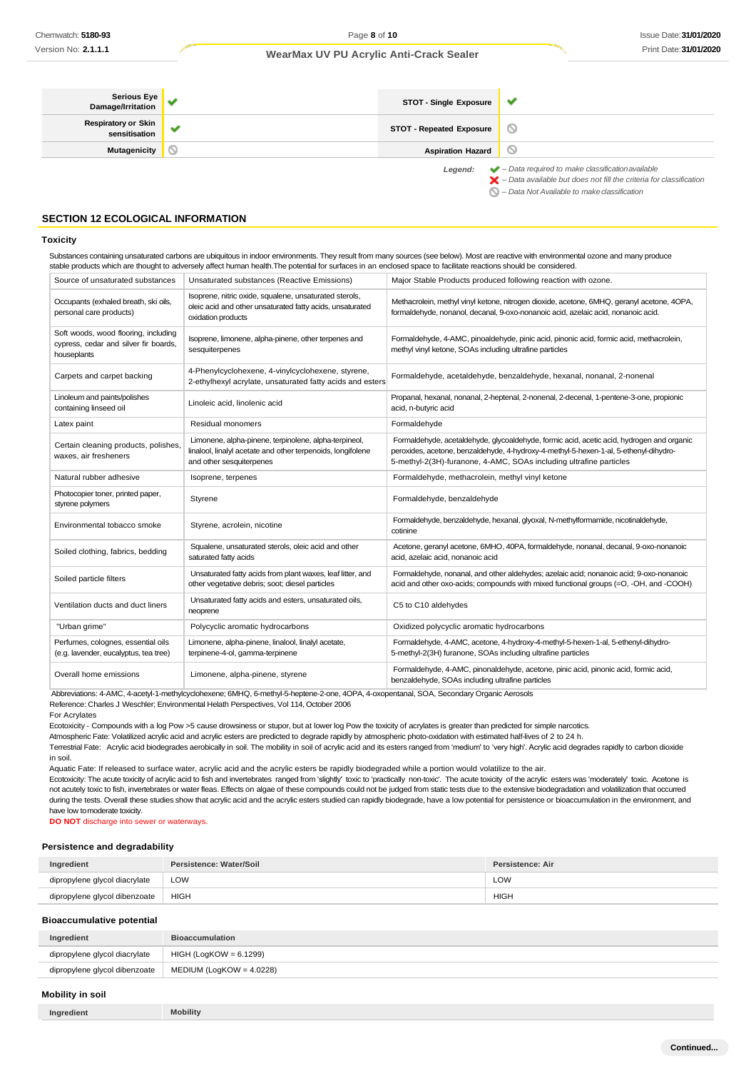| Serious Eye Damage/Irritation | ✔ | STOT - Single Exposure | ✔ |
|---|---|---|---|
| Respiratory or Skin sensitisation | ✔ | STOT - Repeated Exposure | ⃠ |
| Mutagenicity | ⃠ | Aspiration Hazard | ⃠ |

*Legend:* ✔ – Data required to make classification available
✘ – Data available but does not fill the criteria for classification
⃠ – Data Not Available to make classification

## SECTION 12 ECOLOGICAL INFORMATION

### Toxicity

Substances containing unsaturated carbons are ubiquitous in indoor environments. They result from many sources (see below). Most are reactive with environmental ozone and many produce stable products which are thought to adversely affect human health.The potential for surfaces in an enclosed space to facilitate reactions should be considered.

| Source of unsaturated substances | Unsaturated substances (Reactive Emissions) | Major Stable Products produced following reaction with ozone. |
|---|---|---|
| Occupants (exhaled breath, ski oils, personal care products) | Isoprene, nitric oxide, squalene, unsaturated sterols, oleic acid and other unsaturated fatty acids, unsaturated oxidation products | Methacrolein, methyl vinyl ketone, nitrogen dioxide, acetone, 6MHQ, geranyl acetone, 4OPA, formaldehyde, nonanol, decanal, 9-oxo-nonanoic acid, azelaic acid, nonanoic acid. |
| Soft woods, wood flooring, including cypress, cedar and silver fir boards, houseplants | Isoprene, limonene, alpha-pinene, other terpenes and sesquiterpenes | Formaldehyde, 4-AMC, pinoaldehyde, pinic acid, pinonic acid, formic acid, methacrolein, methyl vinyl ketone, SOAs including ultrafine particles |
| Carpets and carpet backing | 4-Phenylcyclohexene, 4-vinylcyclohexene, styrene, 2-ethylhexyl acrylate, unsaturated fatty acids and esters | Formaldehyde, acetaldehyde, benzaldehyde, hexanal, nonanal, 2-nonenal |
| Linoleum and paints/polishes containing linseed oil | Linoleic acid, linolenic acid | Propanal, hexanal, nonanal, 2-heptenal, 2-nonenal, 2-decenal, 1-pentene-3-one, propionic acid, n-butyric acid |
| Latex paint | Residual monomers | Formaldehyde |
| Certain cleaning products, polishes, waxes, air fresheners | Limonene, alpha-pinene, terpinolene, alpha-terpineol, linalool, linalyl acetate and other terpenoids, longifolene and other sesquiterpenes | Formaldehyde, acetaldehyde, glycoaldehyde, formic acid, acetic acid, hydrogen and organic peroxides, acetone, benzaldehyde, 4-hydroxy-4-methyl-5-hexen-1-al, 5-ethenyl-dihydro-5-methyl-2(3H)-furanone, 4-AMC, SOAs including ultrafine particles |
| Natural rubber adhesive | Isoprene, terpenes | Formaldehyde, methacrolein, methyl vinyl ketone |
| Photocopier toner, printed paper, styrene polymers | Styrene | Formaldehyde, benzaldehyde |
| Environmental tobacco smoke | Styrene, acrolein, nicotine | Formaldehyde, benzaldehyde, hexanal, glyoxal, N-methylformamide, nicotinaldehyde, cotinine |
| Soiled clothing, fabrics, bedding | Squalene, unsaturated sterols, oleic acid and other saturated fatty acids | Acetone, geranyl acetone, 6MHO, 40PA, formaldehyde, nonanal, decanal, 9-oxo-nonanoic acid, azelaic acid, nonanoic acid |
| Soiled particle filters | Unsaturated fatty acids from plant waxes, leaf litter, and other vegetative debris; soot; diesel particles | Formaldehyde, nonanal, and other aldehydes; azelaic acid; nonanoic acid; 9-oxo-nonanoic acid and other oxo-acids; compounds with mixed functional groups (=O, -OH, and -COOH) |
| Ventilation ducts and duct liners | Unsaturated fatty acids and esters, unsaturated oils, neoprene | C5 to C10 aldehydes |
| "Urban grime" | Polycyclic aromatic hydrocarbons | Oxidized polycyclic aromatic hydrocarbons |
| Perfumes, colognes, essential oils (e.g. lavender, eucalyptus, tea tree) | Limonene, alpha-pinene, linalool, linalyl acetate, terpinene-4-ol, gamma-terpinene | Formaldehyde, 4-AMC, acetone, 4-hydroxy-4-methyl-5-hexen-1-al, 5-ethenyl-dihydro-5-methyl-2(3H) furanone, SOAs including ultrafine particles |
| Overall home emissions | Limonene, alpha-pinene, styrene | Formaldehyde, 4-AMC, pinonaldehyde, acetone, pinic acid, pinonic acid, formic acid, benzaldehyde, SOAs including ultrafine particles |

Abbreviations: 4-AMC, 4-acetyl-1-methylcyclohexene; 6MHQ, 6-methyl-5-heptene-2-one, 4OPA, 4-oxopentanal, SOA, Secondary Organic Aerosols
Reference: Charles J Weschler; Environmental Helath Perspectives, Vol 114, October 2006
For Acrylates
Ecotoxicity - Compounds with a log Pow >5 cause drowsiness or stupor, but at lower log Pow the toxicity of acrylates is greater than predicted for simple narcotics.
Atmospheric Fate: Volatilized acrylic acid and acrylic esters are predicted to degrade rapidly by atmospheric photo-oxidation with estimated half-lives of 2 to 24 h.
Terrestrial Fate: Acrylic acid biodegrades aerobically in soil. The mobility in soil of acrylic acid and its esters ranged from 'medium' to 'very high'. Acrylic acid degrades rapidly to carbon dioxide in soil.
Aquatic Fate: If released to surface water, acrylic acid and the acrylic esters are rapidly biodegraded while a portion would volatilize to the air.
Ecotoxicity: The acute toxicity of acrylic acid to fish and invertebrates ranged from 'slightly' toxic to 'practically non-toxic'. The acute toxicity of the acrylic esters was 'moderately' toxic. Acetone is not acutely toxic to fish, invertebrates or water fleas. Effects on algae of these compounds could not be judged from static tests due to the extensive biodegradation and volatilization that occurred during the tests. Overall these studies show that acrylic acid and the acrylic esters studied can rapidly biodegrade, have a low potential for persistence or bioaccumulation in the environment, and have low to moderate toxicity.
**DO NOT** discharge into sewer or waterways.

### Persistence and degradability

| Ingredient | Persistence: Water/Soil | Persistence: Air |
|---|---|---|
| dipropylene glycol diacrylate | LOW | LOW |
| dipropylene glycol dibenzoate | HIGH | HIGH |

### Bioaccumulative potential

| Ingredient | Bioaccumulation |
|---|---|
| dipropylene glycol diacrylate | HIGH (LogKOW = 6.1299) |
| dipropylene glycol dibenzoate | MEDIUM (LogKOW = 4.0228) |

### Mobility in soil

| Ingredient | Mobility |
|---|---|

Continued...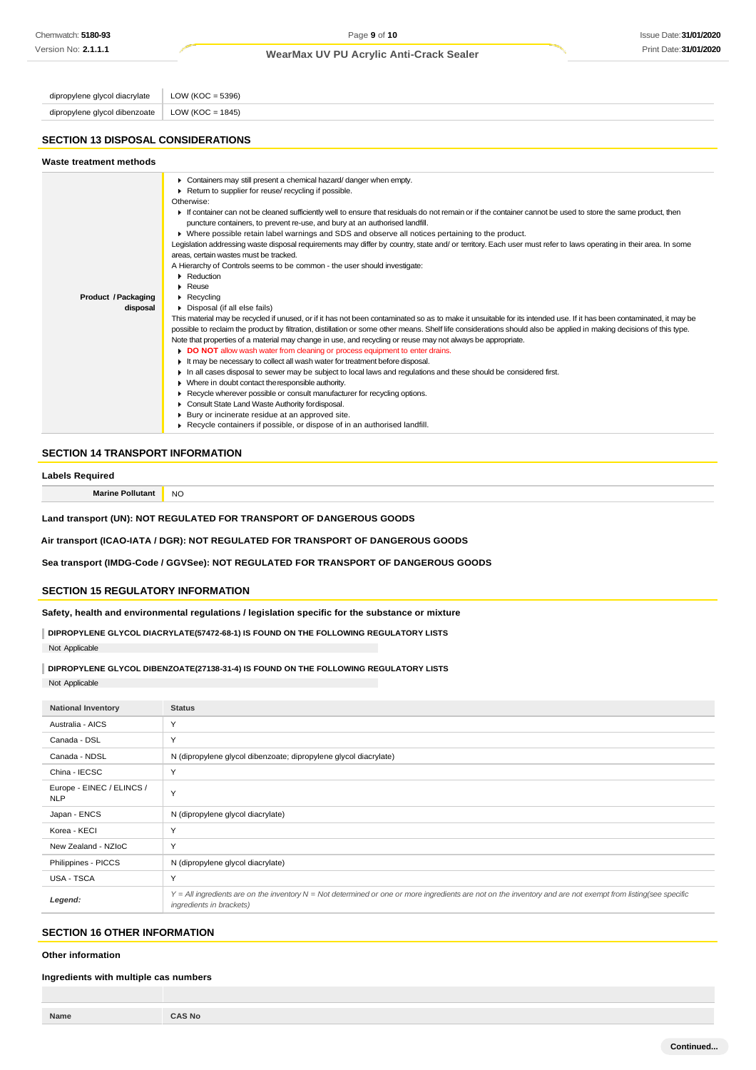| | |
|---|---|
| dipropylene glycol diacrylate | LOW (KOC = 5396) |
| dipropylene glycol dibenzoate | LOW (KOC = 1845) |

## SECTION 13 DISPOSAL CONSIDERATIONS

### Waste treatment methods

| | |
|---|---|
| **Product / Packaging disposal** | ▸ Containers may still present a chemical hazard/ danger when empty.<br>▸ Return to supplier for reuse/ recycling if possible.<br>Otherwise:<br>▸ If container can not be cleaned sufficiently well to ensure that residuals do not remain or if the container cannot be used to store the same product, then puncture containers, to prevent re-use, and bury at an authorised landfill.<br>▸ Where possible retain label warnings and SDS and observe all notices pertaining to the product.<br>Legislation addressing waste disposal requirements may differ by country, state and/ or territory. Each user must refer to laws operating in their area. In some areas, certain wastes must be tracked.<br>A Hierarchy of Controls seems to be common - the user should investigate:<br>▸ Reduction<br>▸ Reuse<br>▸ Recycling<br>▸ Disposal (if all else fails)<br>This material may be recycled if unused, or if it has not been contaminated so as to make it unsuitable for its intended use. If it has been contaminated, it may be possible to reclaim the product by filtration, distillation or some other means. Shelf life considerations should also be applied in making decisions of this type. Note that properties of a material may change in use, and recycling or reuse may not always be appropriate.<br>▸ **DO NOT** allow wash water from cleaning or process equipment to enter drains.<br>▸ It may be necessary to collect all wash water for treatment before disposal.<br>▸ In all cases disposal to sewer may be subject to local laws and regulations and these should be considered first.<br>▸ Where in doubt contact the responsible authority.<br>▸ Recycle wherever possible or consult manufacturer for recycling options.<br>▸ Consult State Land Waste Authority for disposal.<br>▸ Bury or incinerate residue at an approved site.<br>▸ Recycle containers if possible, or dispose of in an authorised landfill. |

## SECTION 14 TRANSPORT INFORMATION

### Labels Required

| | |
|---|---|
| **Marine Pollutant** | NO |

**Land transport (UN): NOT REGULATED FOR TRANSPORT OF DANGEROUS GOODS**

**Air transport (ICAO-IATA / DGR): NOT REGULATED FOR TRANSPORT OF DANGEROUS GOODS**

**Sea transport (IMDG-Code / GGVSee): NOT REGULATED FOR TRANSPORT OF DANGEROUS GOODS**

## SECTION 15 REGULATORY INFORMATION

### Safety, health and environmental regulations / legislation specific for the substance or mixture

**DIPROPYLENE GLYCOL DIACRYLATE(57472-68-1) IS FOUND ON THE FOLLOWING REGULATORY LISTS**

Not Applicable

**DIPROPYLENE GLYCOL DIBENZOATE(27138-31-4) IS FOUND ON THE FOLLOWING REGULATORY LISTS**

Not Applicable

| National Inventory | Status |
|---|---|
| Australia - AICS | Y |
| Canada - DSL | Y |
| Canada - NDSL | N (dipropylene glycol dibenzoate; dipropylene glycol diacrylate) |
| China - IECSC | Y |
| Europe - EINEC / ELINCS / NLP | Y |
| Japan - ENCS | N (dipropylene glycol diacrylate) |
| Korea - KECI | Y |
| New Zealand - NZIoC | Y |
| Philippines - PICCS | N (dipropylene glycol diacrylate) |
| USA - TSCA | Y |
| ***Legend:*** | *Y = All ingredients are on the inventory N = Not determined or one or more ingredients are not on the inventory and are not exempt from listing(see specific ingredients in brackets)* |

## SECTION 16 OTHER INFORMATION

### Other information

### Ingredients with multiple cas numbers

| Name | CAS No |
|---|---|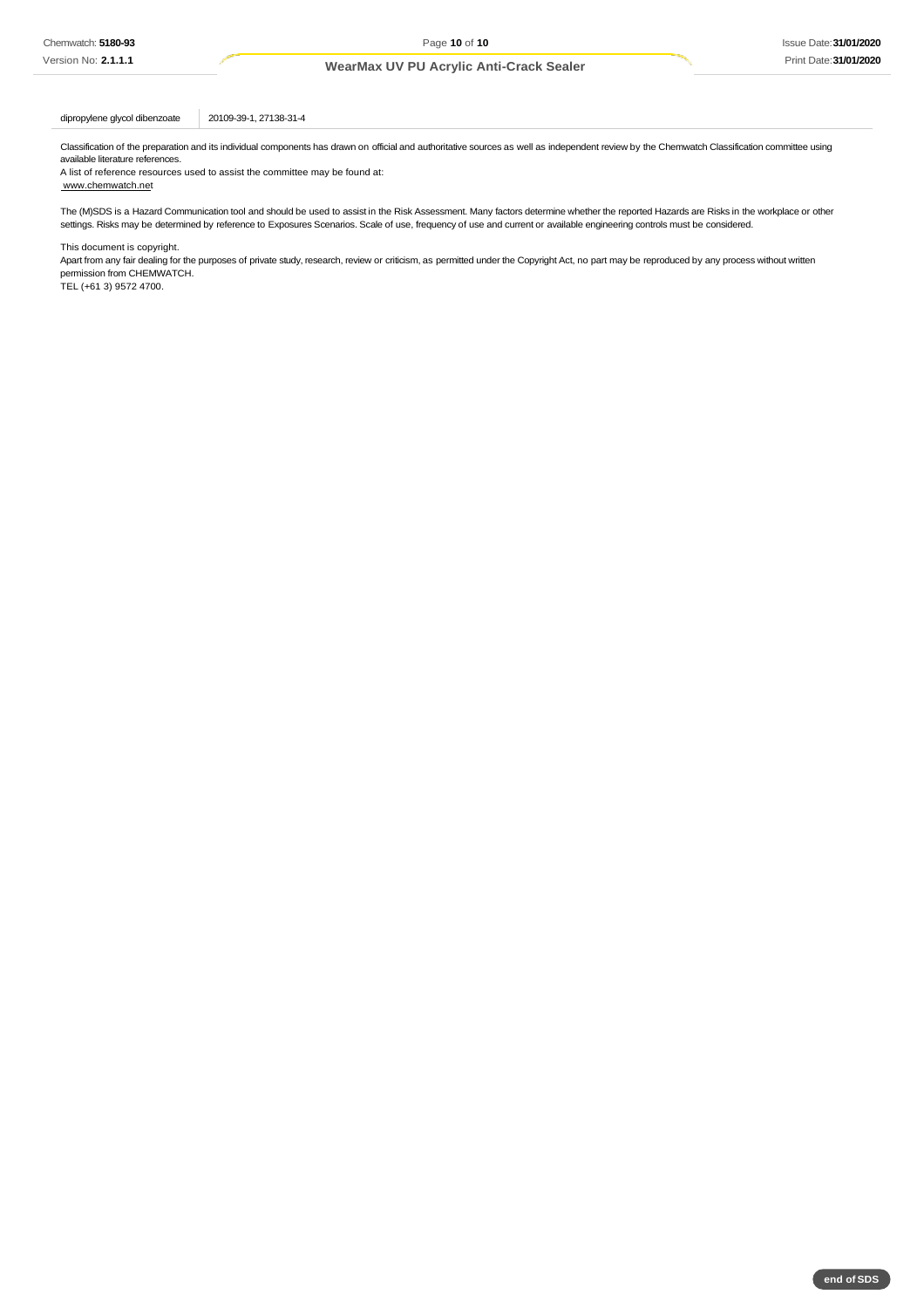| | |
|---|---|
| dipropylene glycol dibenzoate | 20109-39-1, 27138-31-4 |

Classification of the preparation and its individual components has drawn on official and authoritative sources as well as independent review by the Chemwatch Classification committee using available literature references.
A list of reference resources used to assist the committee may be found at:
www.chemwatch.net

The (M)SDS is a Hazard Communication tool and should be used to assist in the Risk Assessment. Many factors determine whether the reported Hazards are Risks in the workplace or other settings. Risks may be determined by reference to Exposures Scenarios. Scale of use, frequency of use and current or available engineering controls must be considered.

This document is copyright.
Apart from any fair dealing for the purposes of private study, research, review or criticism, as permitted under the Copyright Act, no part may be reproduced by any process without written permission from CHEMWATCH.
TEL (+61 3) 9572 4700.

end of SDS